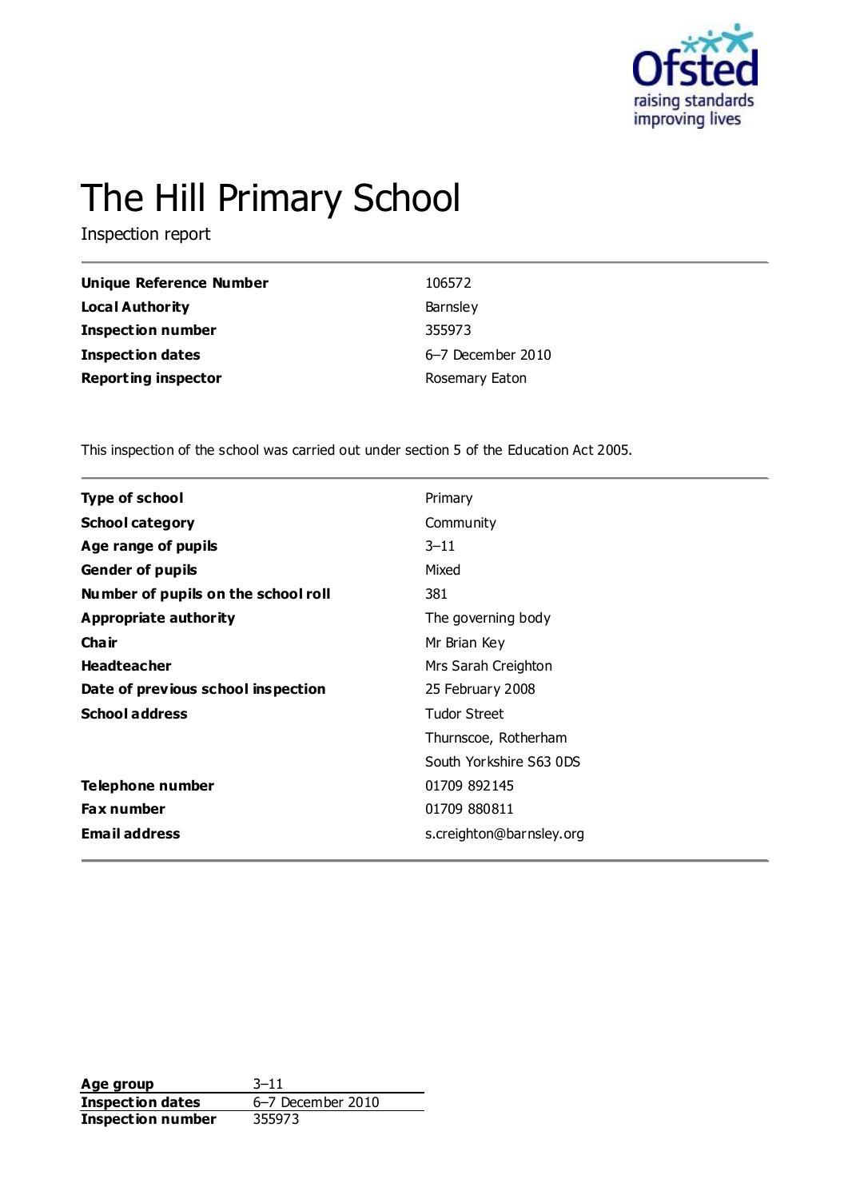# The Hill Primary School

Inspection report

| | |
|---|---|
| **Unique Reference Number** | 106572 |
| **Local Authority** | Barnsley |
| **Inspection number** | 355973 |
| **Inspection dates** | 6–7 December 2010 |
| **Reporting inspector** | Rosemary Eaton |

This inspection of the school was carried out under section 5 of the Education Act 2005.

| | |
|---|---|
| **Type of school** | Primary |
| **School category** | Community |
| **Age range of pupils** | 3–11 |
| **Gender of pupils** | Mixed |
| **Number of pupils on the school roll** | 381 |
| **Appropriate authority** | The governing body |
| **Chair** | Mr Brian Key |
| **Headteacher** | Mrs Sarah Creighton |
| **Date of previous school inspection** | 25 February 2008 |
| **School address** | Tudor Street<br>Thurnscoe, Rotherham<br>South Yorkshire S63 0DS |
| **Telephone number** | 01709 892145 |
| **Fax number** | 01709 880811 |
| **Email address** | s.creighton@barnsley.org |

| | |
|---|---|
| **Age group** | 3–11 |
| **Inspection dates** | 6–7 December 2010 |
| **Inspection number** | 355973 |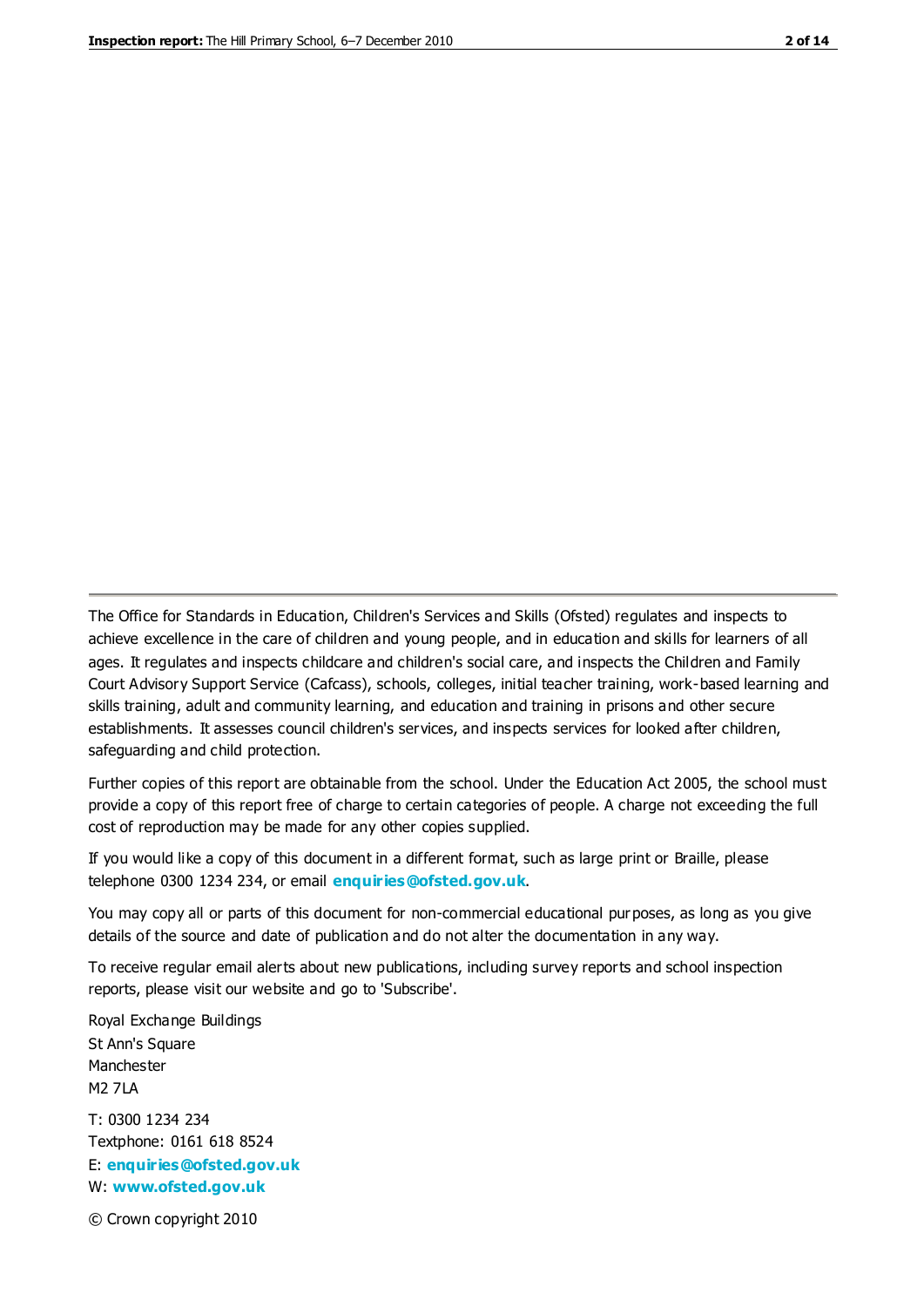The Office for Standards in Education, Children's Services and Skills (Ofsted) regulates and inspects to achieve excellence in the care of children and young people, and in education and skills for learners of all ages. It regulates and inspects childcare and children's social care, and inspects the Children and Family Court Advisory Support Service (Cafcass), schools, colleges, initial teacher training, work-based learning and skills training, adult and community learning, and education and training in prisons and other secure establishments. It assesses council children's services, and inspects services for looked after children, safeguarding and child protection.

Further copies of this report are obtainable from the school. Under the Education Act 2005, the school must provide a copy of this report free of charge to certain categories of people. A charge not exceeding the full cost of reproduction may be made for any other copies supplied.

If you would like a copy of this document in a different format, such as large print or Braille, please telephone 0300 1234 234, or email **enquiries@ofsted.gov.uk**.

You may copy all or parts of this document for non-commercial educational purposes, as long as you give details of the source and date of publication and do not alter the documentation in any way.

To receive regular email alerts about new publications, including survey reports and school inspection reports, please visit our website and go to 'Subscribe'.

Royal Exchange Buildings
St Ann's Square
Manchester
M2 7LA

T: 0300 1234 234
Textphone: 0161 618 8524
E: **enquiries@ofsted.gov.uk**
W: **www.ofsted.gov.uk**

© Crown copyright 2010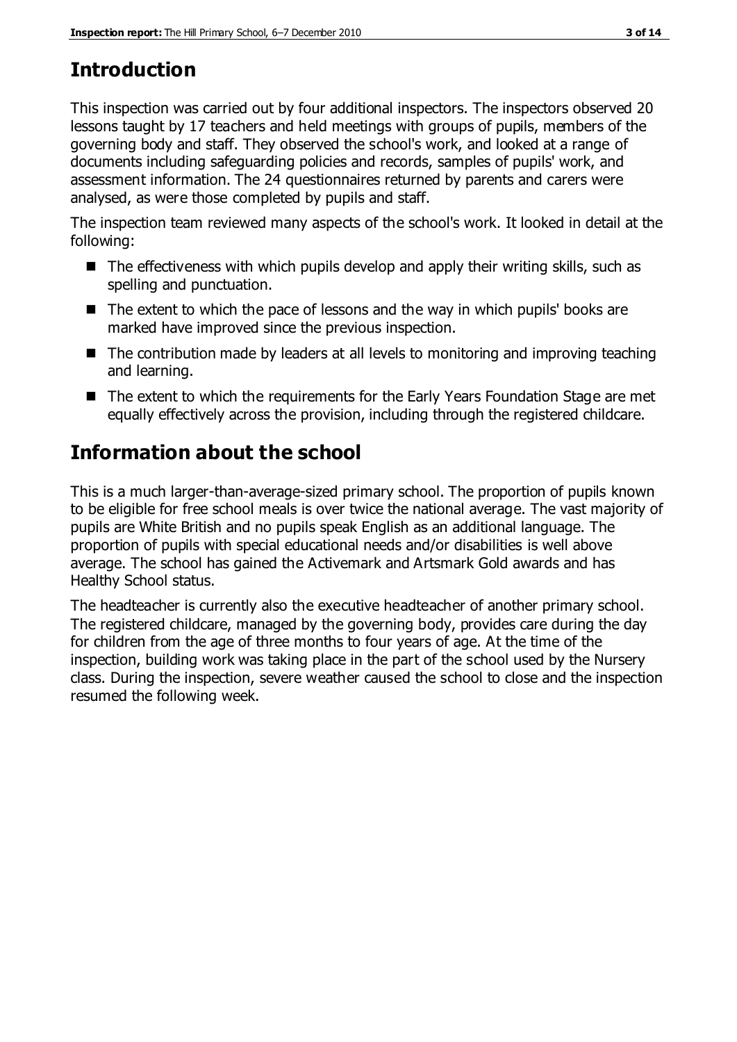## Introduction

This inspection was carried out by four additional inspectors. The inspectors observed 20 lessons taught by 17 teachers and held meetings with groups of pupils, members of the governing body and staff. They observed the school's work, and looked at a range of documents including safeguarding policies and records, samples of pupils' work, and assessment information. The 24 questionnaires returned by parents and carers were analysed, as were those completed by pupils and staff.

The inspection team reviewed many aspects of the school's work. It looked in detail at the following:

- The effectiveness with which pupils develop and apply their writing skills, such as spelling and punctuation.
- The extent to which the pace of lessons and the way in which pupils' books are marked have improved since the previous inspection.
- The contribution made by leaders at all levels to monitoring and improving teaching and learning.
- The extent to which the requirements for the Early Years Foundation Stage are met equally effectively across the provision, including through the registered childcare.

## Information about the school

This is a much larger-than-average-sized primary school. The proportion of pupils known to be eligible for free school meals is over twice the national average. The vast majority of pupils are White British and no pupils speak English as an additional language. The proportion of pupils with special educational needs and/or disabilities is well above average. The school has gained the Activemark and Artsmark Gold awards and has Healthy School status.

The headteacher is currently also the executive headteacher of another primary school. The registered childcare, managed by the governing body, provides care during the day for children from the age of three months to four years of age. At the time of the inspection, building work was taking place in the part of the school used by the Nursery class. During the inspection, severe weather caused the school to close and the inspection resumed the following week.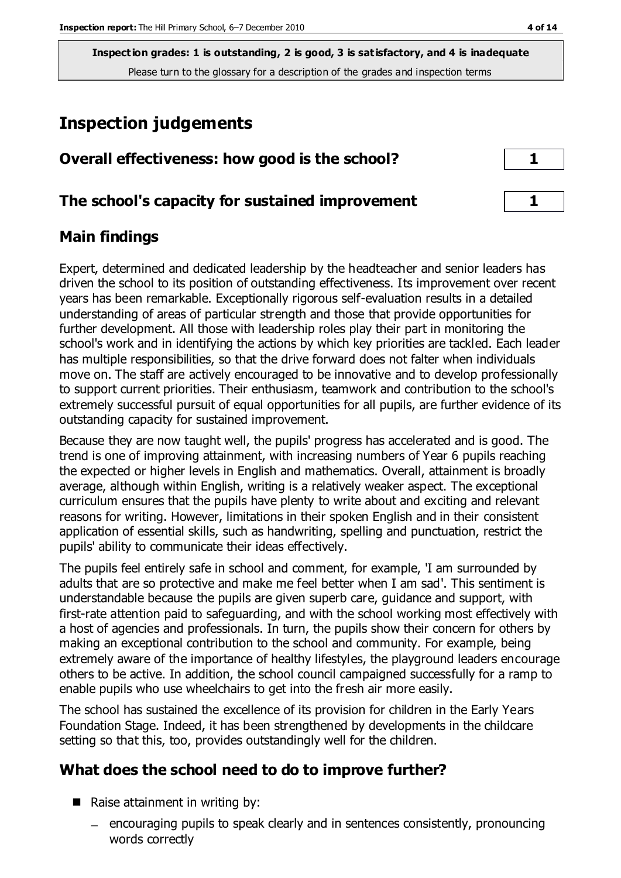**Inspection grades: 1 is outstanding, 2 is good, 3 is satisfactory, and 4 is inadequate**
Please turn to the glossary for a description of the grades and inspection terms

# Inspection judgements

| Overall effectiveness: how good is the school? | 1 |
|---|---|
| **The school's capacity for sustained improvement** | **1** |

## Main findings

Expert, determined and dedicated leadership by the headteacher and senior leaders has driven the school to its position of outstanding effectiveness. Its improvement over recent years has been remarkable. Exceptionally rigorous self-evaluation results in a detailed understanding of areas of particular strength and those that provide opportunities for further development. All those with leadership roles play their part in monitoring the school's work and in identifying the actions by which key priorities are tackled. Each leader has multiple responsibilities, so that the drive forward does not falter when individuals move on. The staff are actively encouraged to be innovative and to develop professionally to support current priorities. Their enthusiasm, teamwork and contribution to the school's extremely successful pursuit of equal opportunities for all pupils, are further evidence of its outstanding capacity for sustained improvement.

Because they are now taught well, the pupils' progress has accelerated and is good. The trend is one of improving attainment, with increasing numbers of Year 6 pupils reaching the expected or higher levels in English and mathematics. Overall, attainment is broadly average, although within English, writing is a relatively weaker aspect. The exceptional curriculum ensures that the pupils have plenty to write about and exciting and relevant reasons for writing. However, limitations in their spoken English and in their consistent application of essential skills, such as handwriting, spelling and punctuation, restrict the pupils' ability to communicate their ideas effectively.

The pupils feel entirely safe in school and comment, for example, 'I am surrounded by adults that are so protective and make me feel better when I am sad'. This sentiment is understandable because the pupils are given superb care, guidance and support, with first-rate attention paid to safeguarding, and with the school working most effectively with a host of agencies and professionals. In turn, the pupils show their concern for others by making an exceptional contribution to the school and community. For example, being extremely aware of the importance of healthy lifestyles, the playground leaders encourage others to be active. In addition, the school council campaigned successfully for a ramp to enable pupils who use wheelchairs to get into the fresh air more easily.

The school has sustained the excellence of its provision for children in the Early Years Foundation Stage. Indeed, it has been strengthened by developments in the childcare setting so that this, too, provides outstandingly well for the children.

## What does the school need to do to improve further?

- Raise attainment in writing by:
  - encouraging pupils to speak clearly and in sentences consistently, pronouncing words correctly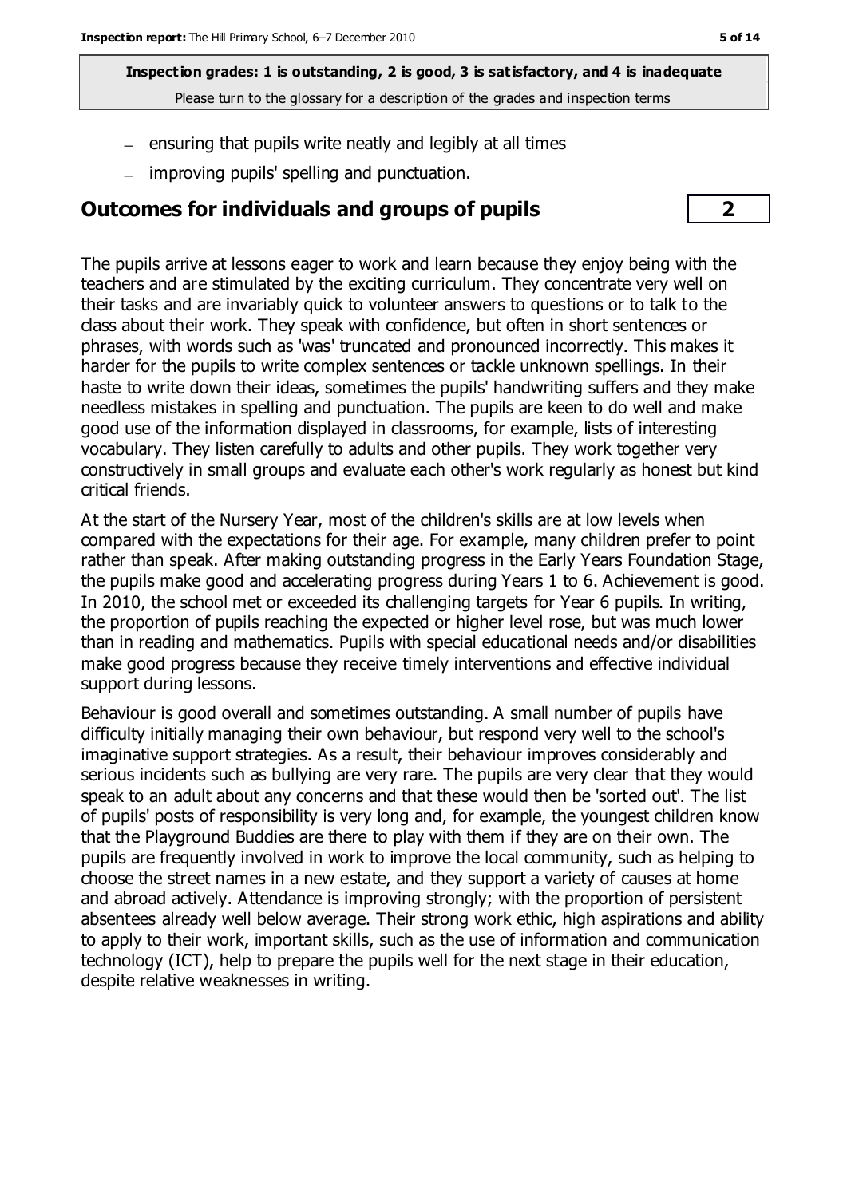- ensuring that pupils write neatly and legibly at all times
- improving pupils' spelling and punctuation.

## Outcomes for individuals and groups of pupils — 2

The pupils arrive at lessons eager to work and learn because they enjoy being with the teachers and are stimulated by the exciting curriculum. They concentrate very well on their tasks and are invariably quick to volunteer answers to questions or to talk to the class about their work. They speak with confidence, but often in short sentences or phrases, with words such as 'was' truncated and pronounced incorrectly. This makes it harder for the pupils to write complex sentences or tackle unknown spellings. In their haste to write down their ideas, sometimes the pupils' handwriting suffers and they make needless mistakes in spelling and punctuation. The pupils are keen to do well and make good use of the information displayed in classrooms, for example, lists of interesting vocabulary. They listen carefully to adults and other pupils. They work together very constructively in small groups and evaluate each other's work regularly as honest but kind critical friends.

At the start of the Nursery Year, most of the children's skills are at low levels when compared with the expectations for their age. For example, many children prefer to point rather than speak. After making outstanding progress in the Early Years Foundation Stage, the pupils make good and accelerating progress during Years 1 to 6. Achievement is good. In 2010, the school met or exceeded its challenging targets for Year 6 pupils. In writing, the proportion of pupils reaching the expected or higher level rose, but was much lower than in reading and mathematics. Pupils with special educational needs and/or disabilities make good progress because they receive timely interventions and effective individual support during lessons.

Behaviour is good overall and sometimes outstanding. A small number of pupils have difficulty initially managing their own behaviour, but respond very well to the school's imaginative support strategies. As a result, their behaviour improves considerably and serious incidents such as bullying are very rare. The pupils are very clear that they would speak to an adult about any concerns and that these would then be 'sorted out'. The list of pupils' posts of responsibility is very long and, for example, the youngest children know that the Playground Buddies are there to play with them if they are on their own. The pupils are frequently involved in work to improve the local community, such as helping to choose the street names in a new estate, and they support a variety of causes at home and abroad actively. Attendance is improving strongly; with the proportion of persistent absentees already well below average. Their strong work ethic, high aspirations and ability to apply to their work, important skills, such as the use of information and communication technology (ICT), help to prepare the pupils well for the next stage in their education, despite relative weaknesses in writing.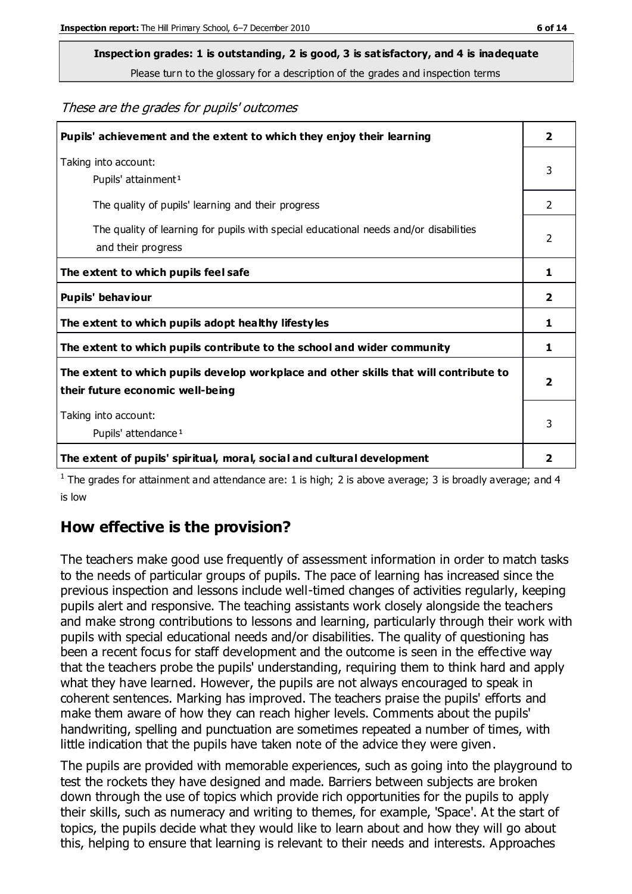**Inspection grades: 1 is outstanding, 2 is good, 3 is satisfactory, and 4 is inadequate**
Please turn to the glossary for a description of the grades and inspection terms

*These are the grades for pupils' outcomes*

| | |
|---|---|
| **Pupils' achievement and the extent to which they enjoy their learning** | **2** |
| Taking into account: Pupils' attainment[1] | 3 |
| The quality of pupils' learning and their progress | 2 |
| The quality of learning for pupils with special educational needs and/or disabilities and their progress | 2 |
| **The extent to which pupils feel safe** | **1** |
| **Pupils' behaviour** | **2** |
| **The extent to which pupils adopt healthy lifestyles** | **1** |
| **The extent to which pupils contribute to the school and wider community** | **1** |
| **The extent to which pupils develop workplace and other skills that will contribute to their future economic well-being** | **2** |
| Taking into account: Pupils' attendance[1] | 3 |
| **The extent of pupils' spiritual, moral, social and cultural development** | **2** |

[1] The grades for attainment and attendance are: 1 is high; 2 is above average; 3 is broadly average; and 4 is low

## How effective is the provision?

The teachers make good use frequently of assessment information in order to match tasks to the needs of particular groups of pupils. The pace of learning has increased since the previous inspection and lessons include well-timed changes of activities regularly, keeping pupils alert and responsive. The teaching assistants work closely alongside the teachers and make strong contributions to lessons and learning, particularly through their work with pupils with special educational needs and/or disabilities. The quality of questioning has been a recent focus for staff development and the outcome is seen in the effective way that the teachers probe the pupils' understanding, requiring them to think hard and apply what they have learned. However, the pupils are not always encouraged to speak in coherent sentences. Marking has improved. The teachers praise the pupils' efforts and make them aware of how they can reach higher levels. Comments about the pupils' handwriting, spelling and punctuation are sometimes repeated a number of times, with little indication that the pupils have taken note of the advice they were given.

The pupils are provided with memorable experiences, such as going into the playground to test the rockets they have designed and made. Barriers between subjects are broken down through the use of topics which provide rich opportunities for the pupils to apply their skills, such as numeracy and writing to themes, for example, 'Space'. At the start of topics, the pupils decide what they would like to learn about and how they will go about this, helping to ensure that learning is relevant to their needs and interests. Approaches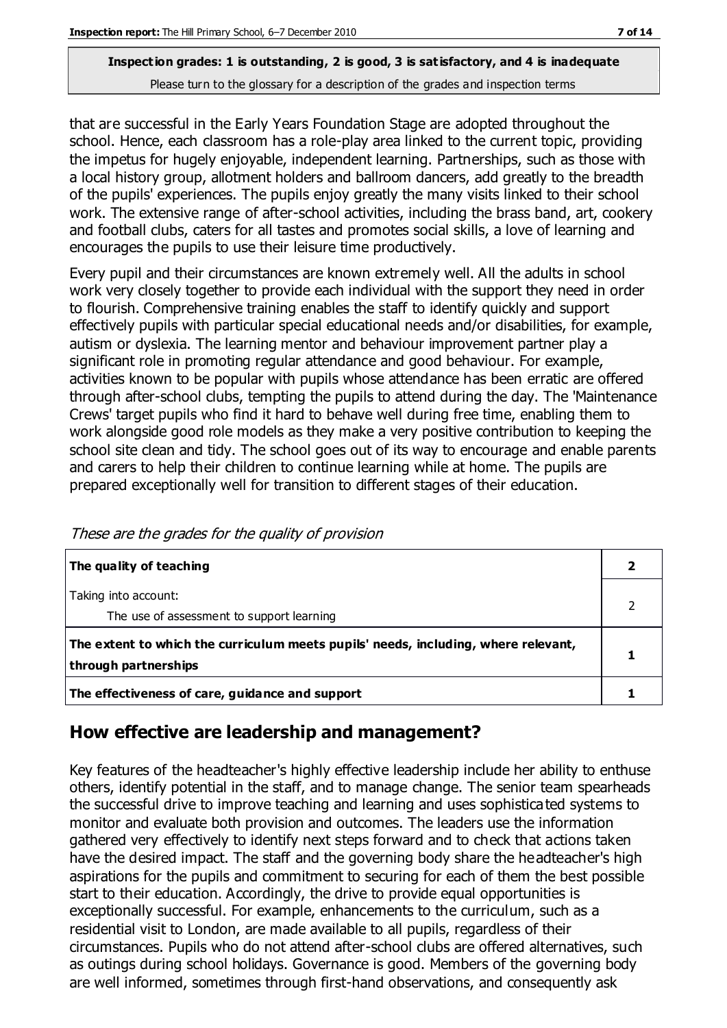**Inspection grades: 1 is outstanding, 2 is good, 3 is satisfactory, and 4 is inadequate**

Please turn to the glossary for a description of the grades and inspection terms

that are successful in the Early Years Foundation Stage are adopted throughout the school. Hence, each classroom has a role-play area linked to the current topic, providing the impetus for hugely enjoyable, independent learning. Partnerships, such as those with a local history group, allotment holders and ballroom dancers, add greatly to the breadth of the pupils' experiences. The pupils enjoy greatly the many visits linked to their school work. The extensive range of after-school activities, including the brass band, art, cookery and football clubs, caters for all tastes and promotes social skills, a love of learning and encourages the pupils to use their leisure time productively.

Every pupil and their circumstances are known extremely well. All the adults in school work very closely together to provide each individual with the support they need in order to flourish. Comprehensive training enables the staff to identify quickly and support effectively pupils with particular special educational needs and/or disabilities, for example, autism or dyslexia. The learning mentor and behaviour improvement partner play a significant role in promoting regular attendance and good behaviour. For example, activities known to be popular with pupils whose attendance has been erratic are offered through after-school clubs, tempting the pupils to attend during the day. The 'Maintenance Crews' target pupils who find it hard to behave well during free time, enabling them to work alongside good role models as they make a very positive contribution to keeping the school site clean and tidy. The school goes out of its way to encourage and enable parents and carers to help their children to continue learning while at home. The pupils are prepared exceptionally well for transition to different stages of their education.

*These are the grades for the quality of provision*

| | |
|---|---|
| **The quality of teaching** | **2** |
| Taking into account:<br>The use of assessment to support learning | 2 |
| **The extent to which the curriculum meets pupils' needs, including, where relevant, through partnerships** | **1** |
| **The effectiveness of care, guidance and support** | **1** |

## How effective are leadership and management?

Key features of the headteacher's highly effective leadership include her ability to enthuse others, identify potential in the staff, and to manage change. The senior team spearheads the successful drive to improve teaching and learning and uses sophisticated systems to monitor and evaluate both provision and outcomes. The leaders use the information gathered very effectively to identify next steps forward and to check that actions taken have the desired impact. The staff and the governing body share the headteacher's high aspirations for the pupils and commitment to securing for each of them the best possible start to their education. Accordingly, the drive to provide equal opportunities is exceptionally successful. For example, enhancements to the curriculum, such as a residential visit to London, are made available to all pupils, regardless of their circumstances. Pupils who do not attend after-school clubs are offered alternatives, such as outings during school holidays. Governance is good. Members of the governing body are well informed, sometimes through first-hand observations, and consequently ask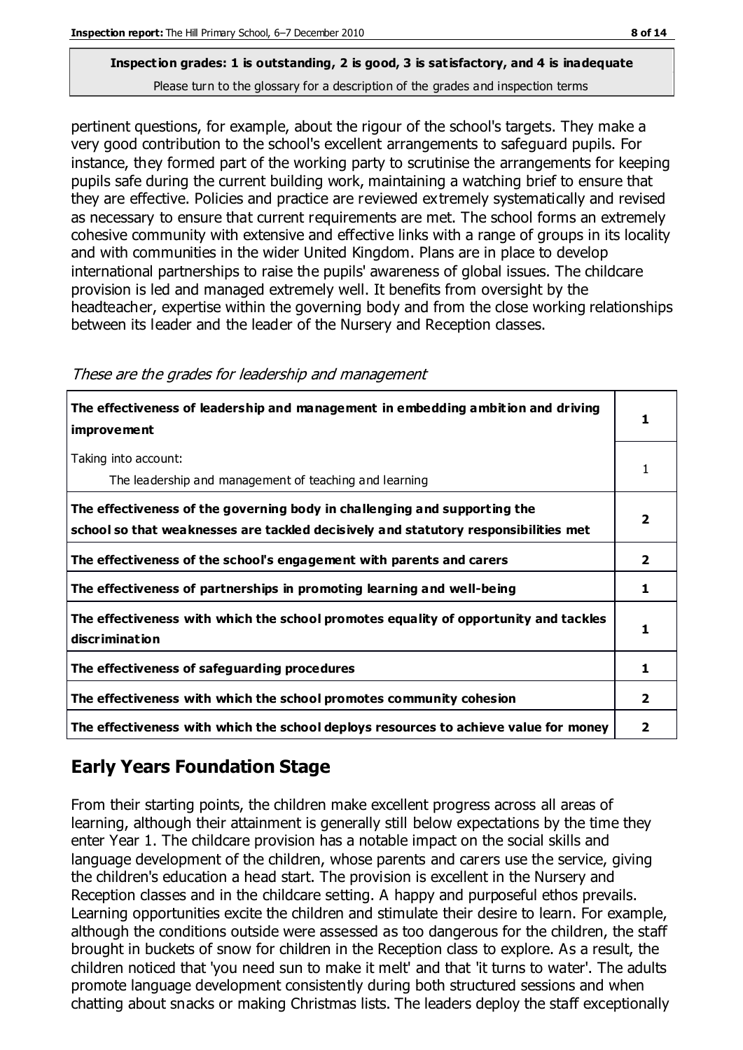pertinent questions, for example, about the rigour of the school's targets. They make a very good contribution to the school's excellent arrangements to safeguard pupils. For instance, they formed part of the working party to scrutinise the arrangements for keeping pupils safe during the current building work, maintaining a watching brief to ensure that they are effective. Policies and practice are reviewed extremely systematically and revised as necessary to ensure that current requirements are met. The school forms an extremely cohesive community with extensive and effective links with a range of groups in its locality and with communities in the wider United Kingdom. Plans are in place to develop international partnerships to raise the pupils' awareness of global issues. The childcare provision is led and managed extremely well. It benefits from oversight by the headteacher, expertise within the governing body and from the close working relationships between its leader and the leader of the Nursery and Reception classes.

*These are the grades for leadership and management*

| | |
|---|---|
| **The effectiveness of leadership and management in embedding ambition and driving improvement** | **1** |
| Taking into account:<br>The leadership and management of teaching and learning | 1 |
| **The effectiveness of the governing body in challenging and supporting the school so that weaknesses are tackled decisively and statutory responsibilities met** | **2** |
| **The effectiveness of the school's engagement with parents and carers** | **2** |
| **The effectiveness of partnerships in promoting learning and well-being** | **1** |
| **The effectiveness with which the school promotes equality of opportunity and tackles discrimination** | **1** |
| **The effectiveness of safeguarding procedures** | **1** |
| **The effectiveness with which the school promotes community cohesion** | **2** |
| **The effectiveness with which the school deploys resources to achieve value for money** | **2** |

## Early Years Foundation Stage

From their starting points, the children make excellent progress across all areas of learning, although their attainment is generally still below expectations by the time they enter Year 1. The childcare provision has a notable impact on the social skills and language development of the children, whose parents and carers use the service, giving the children's education a head start. The provision is excellent in the Nursery and Reception classes and in the childcare setting. A happy and purposeful ethos prevails. Learning opportunities excite the children and stimulate their desire to learn. For example, although the conditions outside were assessed as too dangerous for the children, the staff brought in buckets of snow for children in the Reception class to explore. As a result, the children noticed that 'you need sun to make it melt' and that 'it turns to water'. The adults promote language development consistently during both structured sessions and when chatting about snacks or making Christmas lists. The leaders deploy the staff exceptionally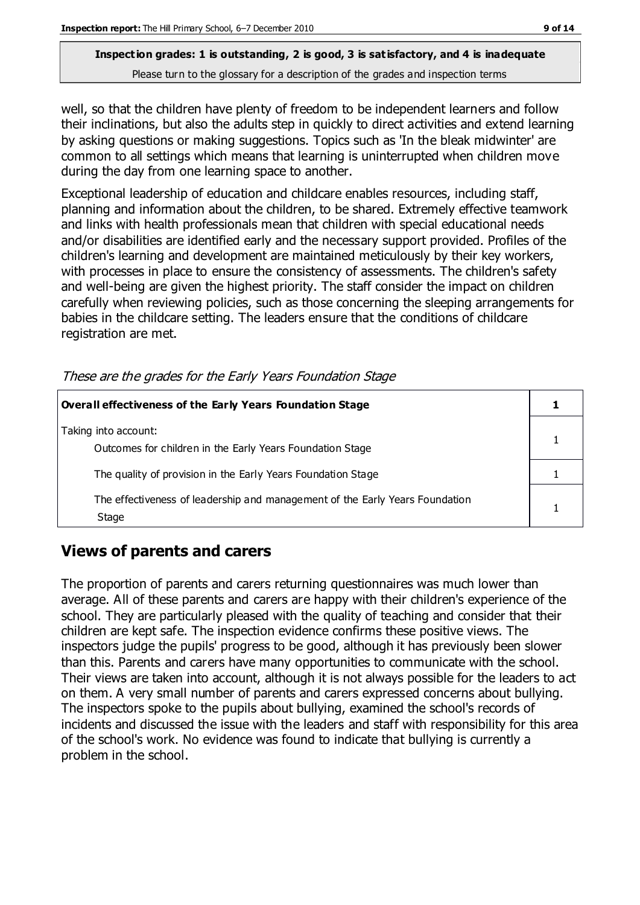well, so that the children have plenty of freedom to be independent learners and follow their inclinations, but also the adults step in quickly to direct activities and extend learning by asking questions or making suggestions. Topics such as 'In the bleak midwinter' are common to all settings which means that learning is uninterrupted when children move during the day from one learning space to another.

Exceptional leadership of education and childcare enables resources, including staff, planning and information about the children, to be shared. Extremely effective teamwork and links with health professionals mean that children with special educational needs and/or disabilities are identified early and the necessary support provided. Profiles of the children's learning and development are maintained meticulously by their key workers, with processes in place to ensure the consistency of assessments. The children's safety and well-being are given the highest priority. The staff consider the impact on children carefully when reviewing policies, such as those concerning the sleeping arrangements for babies in the childcare setting. The leaders ensure that the conditions of childcare registration are met.

*These are the grades for the Early Years Foundation Stage*

| **Overall effectiveness of the Early Years Foundation Stage** | **1** |
|---|---|
| Taking into account:<br>Outcomes for children in the Early Years Foundation Stage | 1 |
| The quality of provision in the Early Years Foundation Stage | 1 |
| The effectiveness of leadership and management of the Early Years Foundation Stage | 1 |

## Views of parents and carers

The proportion of parents and carers returning questionnaires was much lower than average. All of these parents and carers are happy with their children's experience of the school. They are particularly pleased with the quality of teaching and consider that their children are kept safe. The inspection evidence confirms these positive views. The inspectors judge the pupils' progress to be good, although it has previously been slower than this. Parents and carers have many opportunities to communicate with the school. Their views are taken into account, although it is not always possible for the leaders to act on them. A very small number of parents and carers expressed concerns about bullying. The inspectors spoke to the pupils about bullying, examined the school's records of incidents and discussed the issue with the leaders and staff with responsibility for this area of the school's work. No evidence was found to indicate that bullying is currently a problem in the school.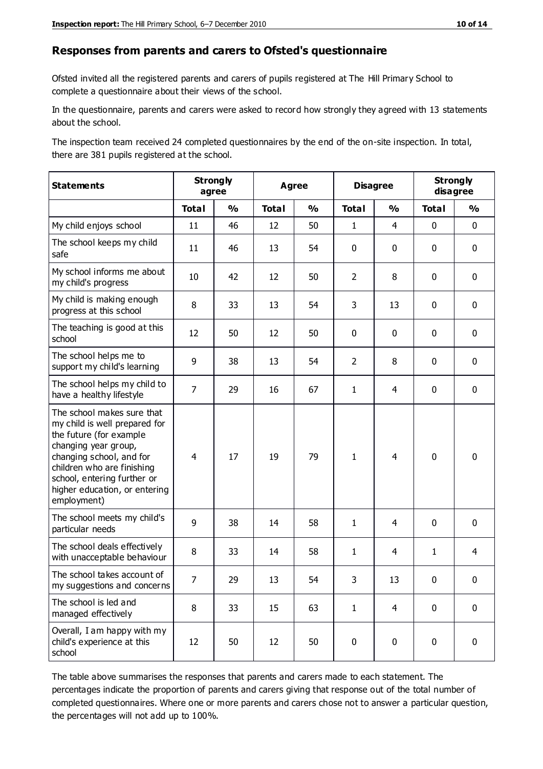## Responses from parents and carers to Ofsted's questionnaire

Ofsted invited all the registered parents and carers of pupils registered at The Hill Primary School to complete a questionnaire about their views of the school.

In the questionnaire, parents and carers were asked to record how strongly they agreed with 13 statements about the school.

The inspection team received 24 completed questionnaires by the end of the on-site inspection. In total, there are 381 pupils registered at the school.

| Statements | Strongly agree | | Agree | | Disagree | | Strongly disagree | |
|---|---|---|---|---|---|---|---|---|
| | Total | % | Total | % | Total | % | Total | % |
| My child enjoys school | 11 | 46 | 12 | 50 | 1 | 4 | 0 | 0 |
| The school keeps my child safe | 11 | 46 | 13 | 54 | 0 | 0 | 0 | 0 |
| My school informs me about my child's progress | 10 | 42 | 12 | 50 | 2 | 8 | 0 | 0 |
| My child is making enough progress at this school | 8 | 33 | 13 | 54 | 3 | 13 | 0 | 0 |
| The teaching is good at this school | 12 | 50 | 12 | 50 | 0 | 0 | 0 | 0 |
| The school helps me to support my child's learning | 9 | 38 | 13 | 54 | 2 | 8 | 0 | 0 |
| The school helps my child to have a healthy lifestyle | 7 | 29 | 16 | 67 | 1 | 4 | 0 | 0 |
| The school makes sure that my child is well prepared for the future (for example changing year group, changing school, and for children who are finishing school, entering further or higher education, or entering employment) | 4 | 17 | 19 | 79 | 1 | 4 | 0 | 0 |
| The school meets my child's particular needs | 9 | 38 | 14 | 58 | 1 | 4 | 0 | 0 |
| The school deals effectively with unacceptable behaviour | 8 | 33 | 14 | 58 | 1 | 4 | 1 | 4 |
| The school takes account of my suggestions and concerns | 7 | 29 | 13 | 54 | 3 | 13 | 0 | 0 |
| The school is led and managed effectively | 8 | 33 | 15 | 63 | 1 | 4 | 0 | 0 |
| Overall, I am happy with my child's experience at this school | 12 | 50 | 12 | 50 | 0 | 0 | 0 | 0 |

The table above summarises the responses that parents and carers made to each statement. The percentages indicate the proportion of parents and carers giving that response out of the total number of completed questionnaires. Where one or more parents and carers chose not to answer a particular question, the percentages will not add up to 100%.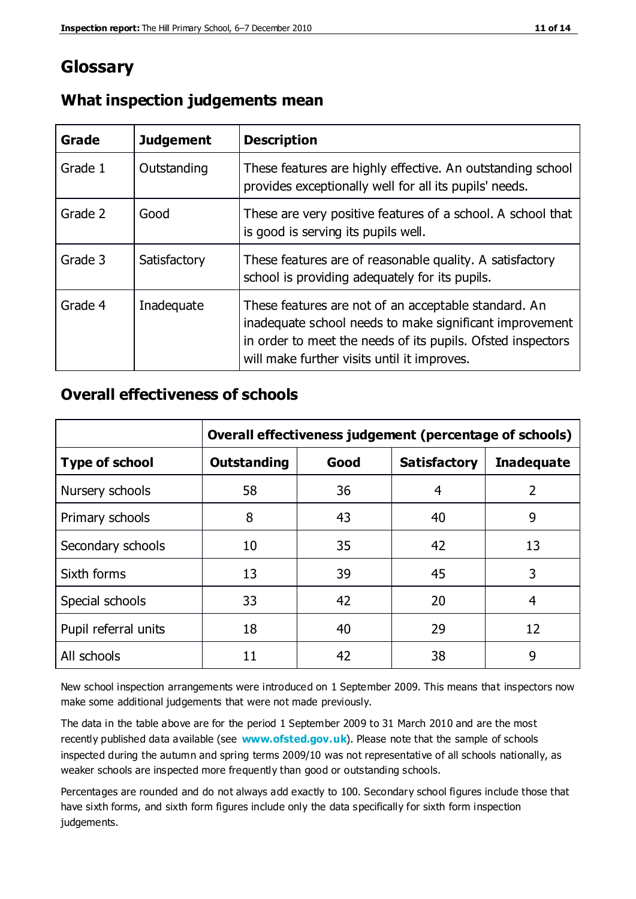# Glossary

## What inspection judgements mean

| Grade | Judgement | Description |
|---|---|---|
| Grade 1 | Outstanding | These features are highly effective. An outstanding school provides exceptionally well for all its pupils' needs. |
| Grade 2 | Good | These are very positive features of a school. A school that is good is serving its pupils well. |
| Grade 3 | Satisfactory | These features are of reasonable quality. A satisfactory school is providing adequately for its pupils. |
| Grade 4 | Inadequate | These features are not of an acceptable standard. An inadequate school needs to make significant improvement in order to meet the needs of its pupils. Ofsted inspectors will make further visits until it improves. |

## Overall effectiveness of schools

| | Overall effectiveness judgement (percentage of schools) | | | |
|---|---|---|---|---|
| **Type of school** | **Outstanding** | **Good** | **Satisfactory** | **Inadequate** |
| Nursery schools | 58 | 36 | 4 | 2 |
| Primary schools | 8 | 43 | 40 | 9 |
| Secondary schools | 10 | 35 | 42 | 13 |
| Sixth forms | 13 | 39 | 45 | 3 |
| Special schools | 33 | 42 | 20 | 4 |
| Pupil referral units | 18 | 40 | 29 | 12 |
| All schools | 11 | 42 | 38 | 9 |

New school inspection arrangements were introduced on 1 September 2009. This means that inspectors now make some additional judgements that were not made previously.

The data in the table above are for the period 1 September 2009 to 31 March 2010 and are the most recently published data available (see **www.ofsted.gov.uk**). Please note that the sample of schools inspected during the autumn and spring terms 2009/10 was not representative of all schools nationally, as weaker schools are inspected more frequently than good or outstanding schools.

Percentages are rounded and do not always add exactly to 100. Secondary school figures include those that have sixth forms, and sixth form figures include only the data specifically for sixth form inspection judgements.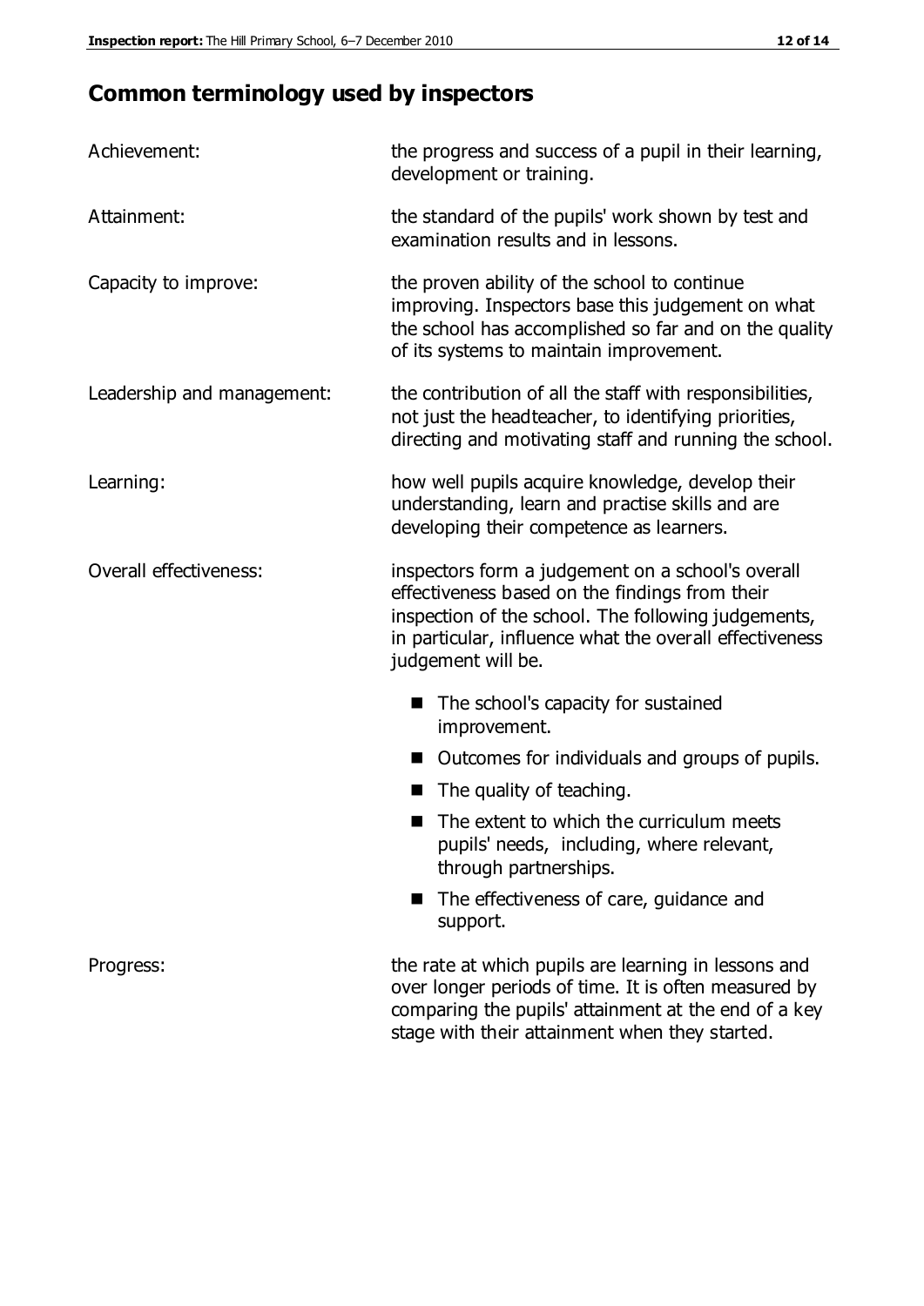## Common terminology used by inspectors

**Achievement:** the progress and success of a pupil in their learning, development or training.

**Attainment:** the standard of the pupils' work shown by test and examination results and in lessons.

**Capacity to improve:** the proven ability of the school to continue improving. Inspectors base this judgement on what the school has accomplished so far and on the quality of its systems to maintain improvement.

**Leadership and management:** the contribution of all the staff with responsibilities, not just the headteacher, to identifying priorities, directing and motivating staff and running the school.

**Learning:** how well pupils acquire knowledge, develop their understanding, learn and practise skills and are developing their competence as learners.

**Overall effectiveness:** inspectors form a judgement on a school's overall effectiveness based on the findings from their inspection of the school. The following judgements, in particular, influence what the overall effectiveness judgement will be.

- The school's capacity for sustained improvement.
- Outcomes for individuals and groups of pupils.
- The quality of teaching.
- The extent to which the curriculum meets pupils' needs, including, where relevant, through partnerships.
- The effectiveness of care, guidance and support.

**Progress:** the rate at which pupils are learning in lessons and over longer periods of time. It is often measured by comparing the pupils' attainment at the end of a key stage with their attainment when they started.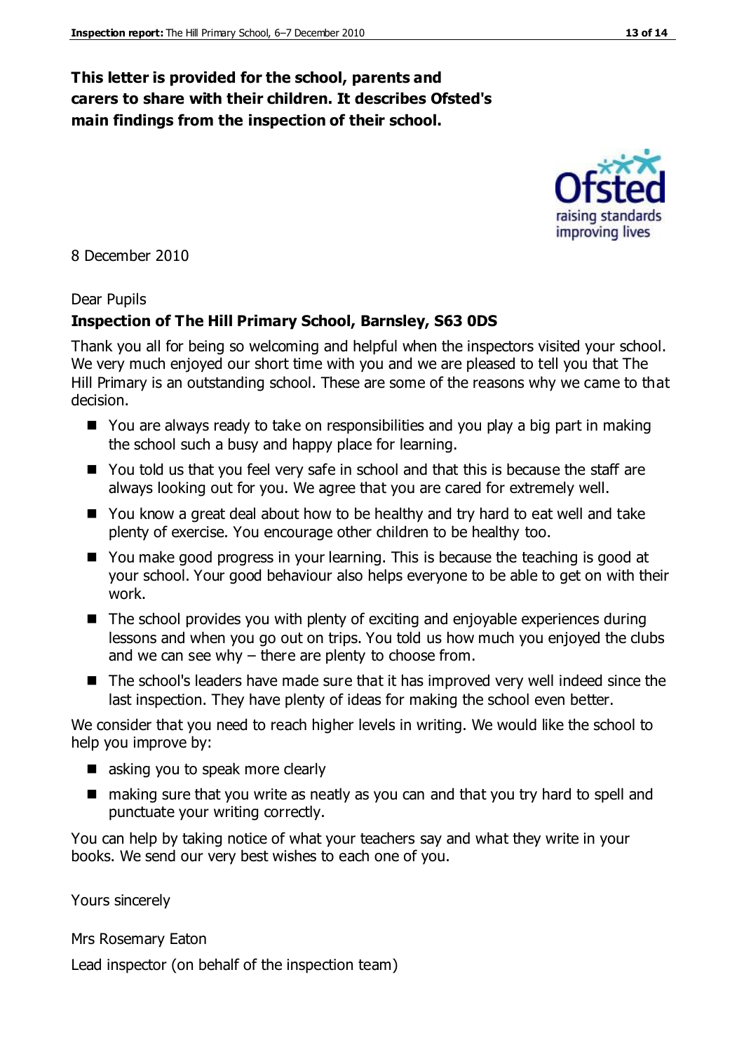**This letter is provided for the school, parents and carers to share with their children. It describes Ofsted's main findings from the inspection of their school.**

8 December 2010

Dear Pupils

**Inspection of The Hill Primary School, Barnsley, S63 0DS**

Thank you all for being so welcoming and helpful when the inspectors visited your school. We very much enjoyed our short time with you and we are pleased to tell you that The Hill Primary is an outstanding school. These are some of the reasons why we came to that decision.

- You are always ready to take on responsibilities and you play a big part in making the school such a busy and happy place for learning.
- You told us that you feel very safe in school and that this is because the staff are always looking out for you. We agree that you are cared for extremely well.
- You know a great deal about how to be healthy and try hard to eat well and take plenty of exercise. You encourage other children to be healthy too.
- You make good progress in your learning. This is because the teaching is good at your school. Your good behaviour also helps everyone to be able to get on with their work.
- The school provides you with plenty of exciting and enjoyable experiences during lessons and when you go out on trips. You told us how much you enjoyed the clubs and we can see why – there are plenty to choose from.
- The school's leaders have made sure that it has improved very well indeed since the last inspection. They have plenty of ideas for making the school even better.

We consider that you need to reach higher levels in writing. We would like the school to help you improve by:

- asking you to speak more clearly
- making sure that you write as neatly as you can and that you try hard to spell and punctuate your writing correctly.

You can help by taking notice of what your teachers say and what they write in your books. We send our very best wishes to each one of you.

Yours sincerely

Mrs Rosemary Eaton

Lead inspector (on behalf of the inspection team)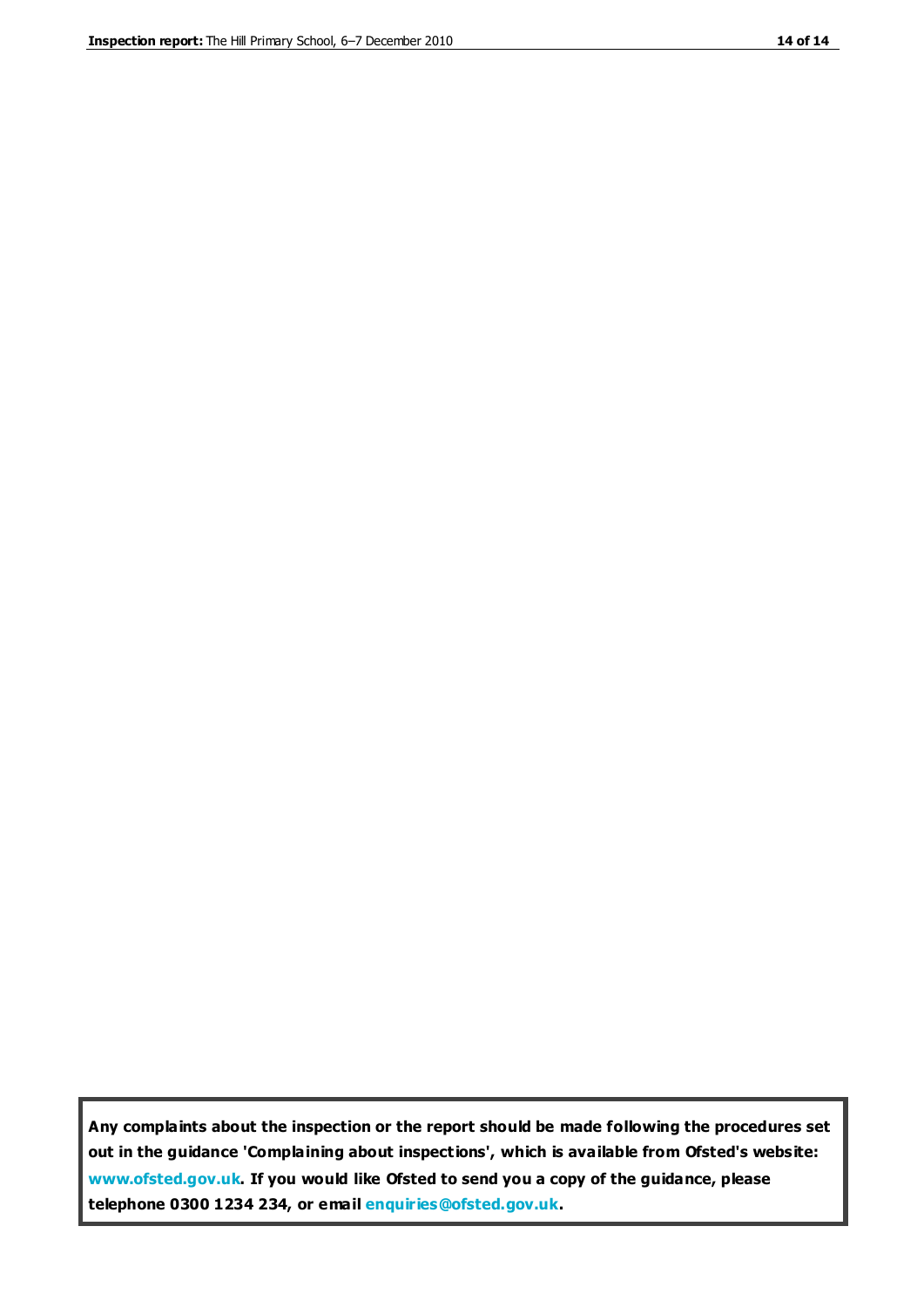**Any complaints about the inspection or the report should be made following the procedures set out in the guidance 'Complaining about inspections', which is available from Ofsted's website: www.ofsted.gov.uk. If you would like Ofsted to send you a copy of the guidance, please telephone 0300 1234 234, or email enquiries@ofsted.gov.uk.**